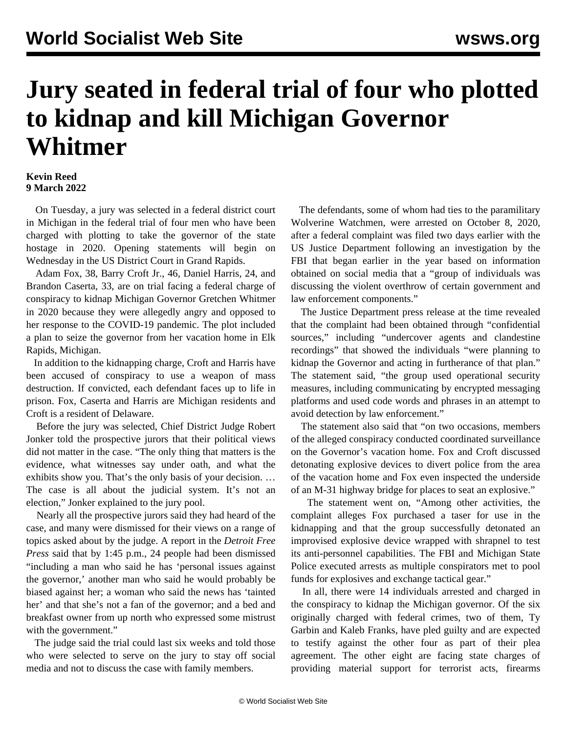# Jury seated in federal trial of four who plotted to kidnap and kill Michigan Governor Whitmer

**Kevin Reed**
**9 March 2022**

On Tuesday, a jury was selected in a federal district court in Michigan in the federal trial of four men who have been charged with plotting to take the governor of the state hostage in 2020. Opening statements will begin on Wednesday in the US District Court in Grand Rapids.

Adam Fox, 38, Barry Croft Jr., 46, Daniel Harris, 24, and Brandon Caserta, 33, are on trial facing a federal charge of conspiracy to kidnap Michigan Governor Gretchen Whitmer in 2020 because they were allegedly angry and opposed to her response to the COVID-19 pandemic. The plot included a plan to seize the governor from her vacation home in Elk Rapids, Michigan.

In addition to the kidnapping charge, Croft and Harris have been accused of conspiracy to use a weapon of mass destruction. If convicted, each defendant faces up to life in prison. Fox, Caserta and Harris are Michigan residents and Croft is a resident of Delaware.

Before the jury was selected, Chief District Judge Robert Jonker told the prospective jurors that their political views did not matter in the case. "The only thing that matters is the evidence, what witnesses say under oath, and what the exhibits show you. That's the only basis of your decision. … The case is all about the judicial system. It's not an election," Jonker explained to the jury pool.

Nearly all the prospective jurors said they had heard of the case, and many were dismissed for their views on a range of topics asked about by the judge. A report in the *Detroit Free Press* said that by 1:45 p.m., 24 people had been dismissed "including a man who said he has 'personal issues against the governor,' another man who said he would probably be biased against her; a woman who said the news has 'tainted her' and that she's not a fan of the governor; and a bed and breakfast owner from up north who expressed some mistrust with the government."

The judge said the trial could last six weeks and told those who were selected to serve on the jury to stay off social media and not to discuss the case with family members.

The defendants, some of whom had ties to the paramilitary Wolverine Watchmen, were arrested on October 8, 2020, after a federal complaint was filed two days earlier with the US Justice Department following an investigation by the FBI that began earlier in the year based on information obtained on social media that a "group of individuals was discussing the violent overthrow of certain government and law enforcement components."

The Justice Department press release at the time revealed that the complaint had been obtained through "confidential sources," including "undercover agents and clandestine recordings" that showed the individuals "were planning to kidnap the Governor and acting in furtherance of that plan." The statement said, "the group used operational security measures, including communicating by encrypted messaging platforms and used code words and phrases in an attempt to avoid detection by law enforcement."

The statement also said that "on two occasions, members of the alleged conspiracy conducted coordinated surveillance on the Governor's vacation home. Fox and Croft discussed detonating explosive devices to divert police from the area of the vacation home and Fox even inspected the underside of an M-31 highway bridge for places to seat an explosive."

The statement went on, "Among other activities, the complaint alleges Fox purchased a taser for use in the kidnapping and that the group successfully detonated an improvised explosive device wrapped with shrapnel to test its anti-personnel capabilities. The FBI and Michigan State Police executed arrests as multiple conspirators met to pool funds for explosives and exchange tactical gear."

In all, there were 14 individuals arrested and charged in the conspiracy to kidnap the Michigan governor. Of the six originally charged with federal crimes, two of them, Ty Garbin and Kaleb Franks, have pled guilty and are expected to testify against the other four as part of their plea agreement. The other eight are facing state charges of providing material support for terrorist acts, firearms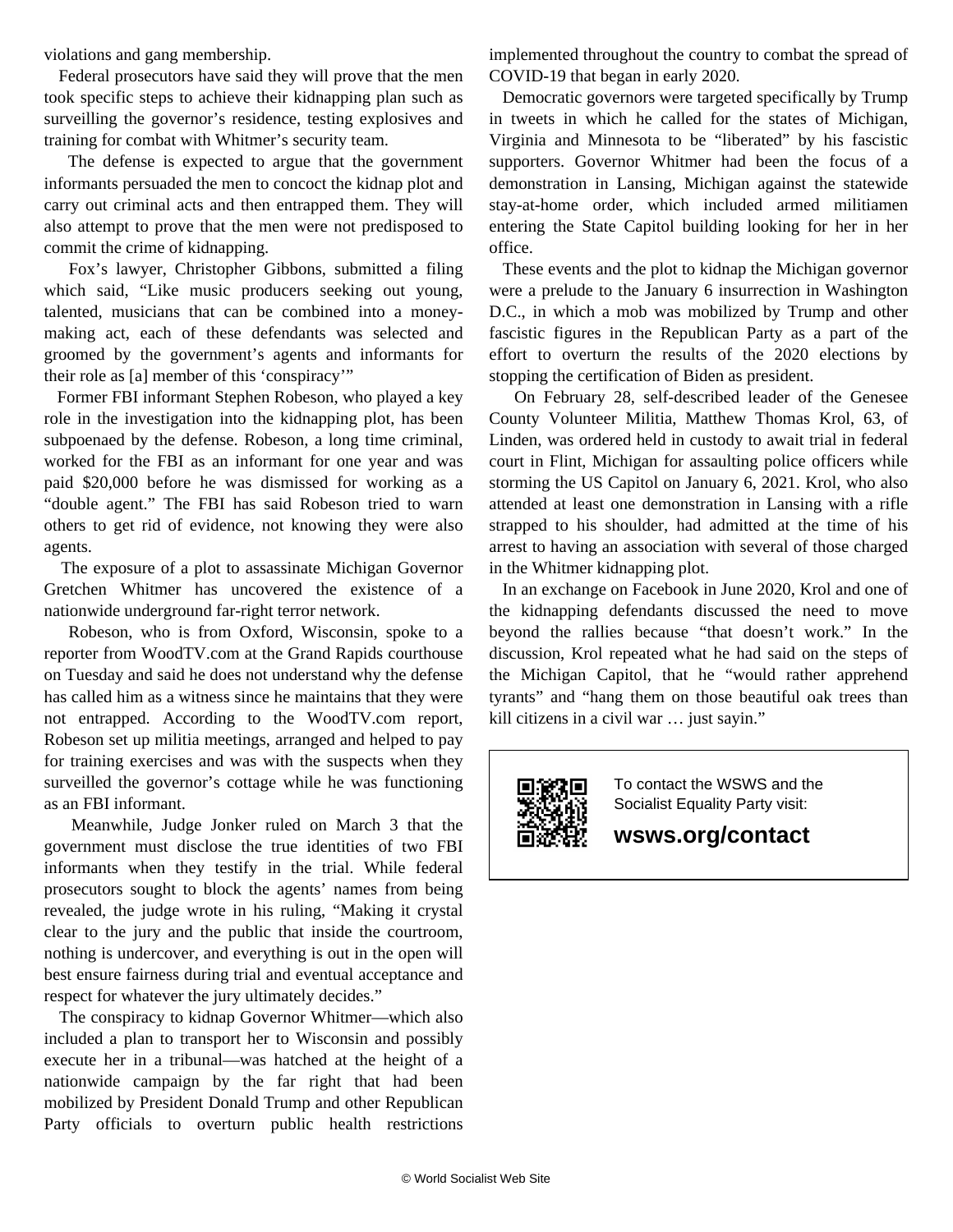violations and gang membership.

Federal prosecutors have said they will prove that the men took specific steps to achieve their kidnapping plan such as surveilling the governor's residence, testing explosives and training for combat with Whitmer's security team.

The defense is expected to argue that the government informants persuaded the men to concoct the kidnap plot and carry out criminal acts and then entrapped them. They will also attempt to prove that the men were not predisposed to commit the crime of kidnapping.

Fox's lawyer, Christopher Gibbons, submitted a filing which said, "Like music producers seeking out young, talented, musicians that can be combined into a money-making act, each of these defendants was selected and groomed by the government's agents and informants for their role as [a] member of this 'conspiracy'"

Former FBI informant Stephen Robeson, who played a key role in the investigation into the kidnapping plot, has been subpoenaed by the defense. Robeson, a long time criminal, worked for the FBI as an informant for one year and was paid $20,000 before he was dismissed for working as a "double agent." The FBI has said Robeson tried to warn others to get rid of evidence, not knowing they were also agents.

The exposure of a plot to assassinate Michigan Governor Gretchen Whitmer has uncovered the existence of a nationwide underground far-right terror network.

Robeson, who is from Oxford, Wisconsin, spoke to a reporter from WoodTV.com at the Grand Rapids courthouse on Tuesday and said he does not understand why the defense has called him as a witness since he maintains that they were not entrapped. According to the WoodTV.com report, Robeson set up militia meetings, arranged and helped to pay for training exercises and was with the suspects when they surveilled the governor's cottage while he was functioning as an FBI informant.

Meanwhile, Judge Jonker ruled on March 3 that the government must disclose the true identities of two FBI informants when they testify in the trial. While federal prosecutors sought to block the agents' names from being revealed, the judge wrote in his ruling, "Making it crystal clear to the jury and the public that inside the courtroom, nothing is undercover, and everything is out in the open will best ensure fairness during trial and eventual acceptance and respect for whatever the jury ultimately decides."

The conspiracy to kidnap Governor Whitmer—which also included a plan to transport her to Wisconsin and possibly execute her in a tribunal—was hatched at the height of a nationwide campaign by the far right that had been mobilized by President Donald Trump and other Republican Party officials to overturn public health restrictions implemented throughout the country to combat the spread of COVID-19 that began in early 2020.

Democratic governors were targeted specifically by Trump in tweets in which he called for the states of Michigan, Virginia and Minnesota to be "liberated" by his fascistic supporters. Governor Whitmer had been the focus of a demonstration in Lansing, Michigan against the statewide stay-at-home order, which included armed militiamen entering the State Capitol building looking for her in her office.

These events and the plot to kidnap the Michigan governor were a prelude to the January 6 insurrection in Washington D.C., in which a mob was mobilized by Trump and other fascistic figures in the Republican Party as a part of the effort to overturn the results of the 2020 elections by stopping the certification of Biden as president.

On February 28, self-described leader of the Genesee County Volunteer Militia, Matthew Thomas Krol, 63, of Linden, was ordered held in custody to await trial in federal court in Flint, Michigan for assaulting police officers while storming the US Capitol on January 6, 2021. Krol, who also attended at least one demonstration in Lansing with a rifle strapped to his shoulder, had admitted at the time of his arrest to having an association with several of those charged in the Whitmer kidnapping plot.

In an exchange on Facebook in June 2020, Krol and one of the kidnapping defendants discussed the need to move beyond the rallies because "that doesn't work." In the discussion, Krol repeated what he had said on the steps of the Michigan Capitol, that he "would rather apprehend tyrants" and "hang them on those beautiful oak trees than kill citizens in a civil war … just sayin."

To contact the WSWS and the Socialist Equality Party visit:

**wsws.org/contact**